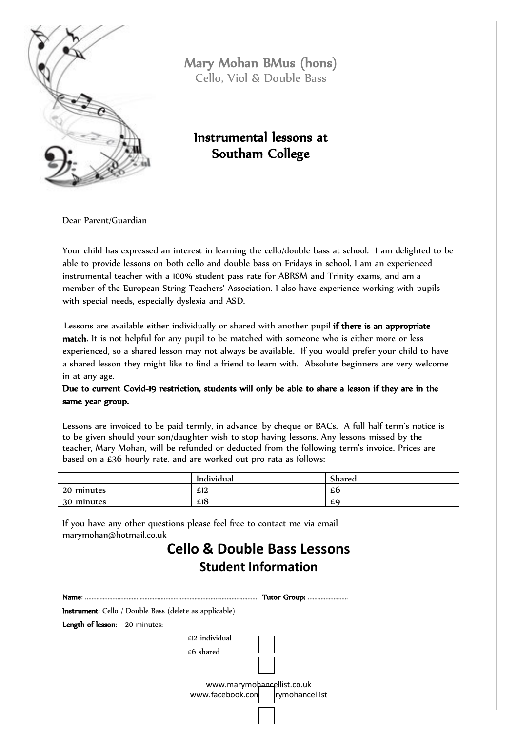# Mary Mohan BMus (hons)

Cello, Viol & Double Bass

## Instrumental lessons at Southam College

Dear Parent/Guardian

Your child has expressed an interest in learning the cello/double bass at school. I am delighted to be able to provide lessons on both cello and double bass on Fridays in school. I am an experienced instrumental teacher with a 100% student pass rate for ABRSM and Trinity exams, and am a member of the European String Teachers' Association. I also have experience working with pupils with special needs, especially dyslexia and ASD.

Lessons are available either individually or shared with another pupil **if there is an appropriate match**. It is not helpful for any pupil to be matched with someone who is either more or less experienced, so a shared lesson may not always be available. If you would prefer your child to have a shared lesson they might like to find a friend to learn with. Absolute beginners are very welcome in at any age.

**Due to current Covid-19 restriction, students will only be able to share a lesson if they are in the same year group.**

Lessons are invoiced to be paid termly, in advance, by cheque or BACs. A full half term's notice is to be given should your son/daughter wish to stop having lessons. Any lessons missed by the teacher, Mary Mohan, will be refunded or deducted from the following term's invoice. Prices are based on a £36 hourly rate, and are worked out pro rata as follows:

| | Individual | Shared |
|---|---|---|
| 20 minutes | £12 | £6 |
| 30 minutes | £18 | £9 |

If you have any other questions please feel free to contact me via email marymohan@hotmail.co.uk

# Cello & Double Bass Lessons

## Student Information

**Name**: ........................................................................................................ **Tutor Group:** .........................

**Instrument**: Cello / Double Bass (delete as applicable)

**Length of lesson**: 20 minutes:

£12 individual ☐

£6 shared ☐

☐

☐

www.marymohancellist.co.uk
www.facebook.com/marymohancellist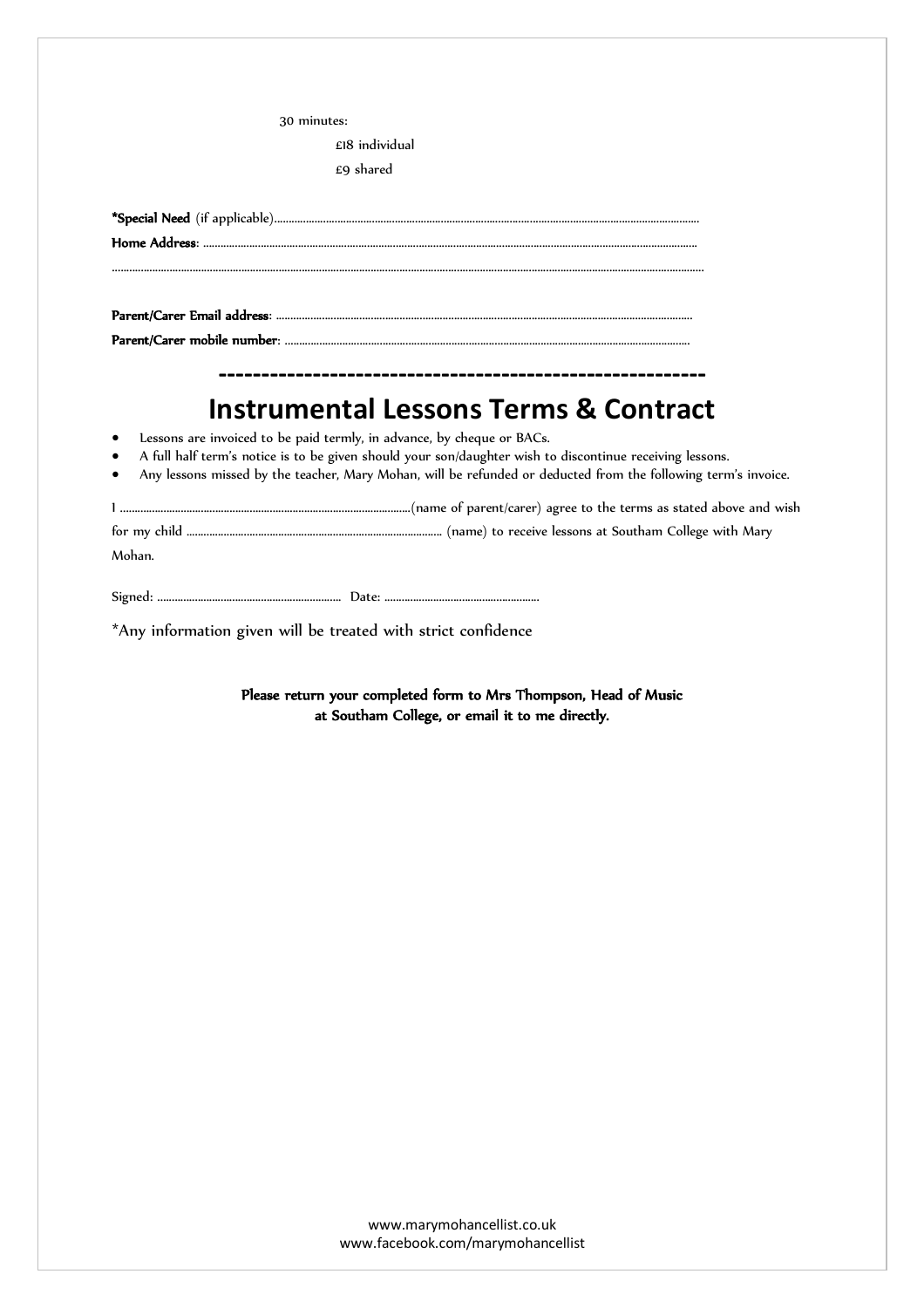30 minutes:

£18 individual

£9 shared

**\*Special Need** (if applicable)...................................................................................................................................................

**Home Address**: ......................................................................................................................................................................

..........................................................................................................................................................................................

**Parent/Carer Email address**: ..............................................................................................................................................

**Parent/Carer mobile number**: ...........................................................................................................................................

---

# Instrumental Lessons Terms & Contract

- Lessons are invoiced to be paid termly, in advance, by cheque or BACs.
- A full half term's notice is to be given should your son/daughter wish to discontinue receiving lessons.
- Any lessons missed by the teacher, Mary Mohan, will be refunded or deducted from the following term's invoice.

I ......................................................................................................(name of parent/carer) agree to the terms as stated above and wish for my child ........................................................................................ (name) to receive lessons at Southam College with Mary Mohan.

Signed: ................................................................ Date: ......................................................

\*Any information given will be treated with strict confidence

**Please return your completed form to Mrs Thompson, Head of Music at Southam College, or email it to me directly.**

www.marymohancellist.co.uk
www.facebook.com/marymohancellist